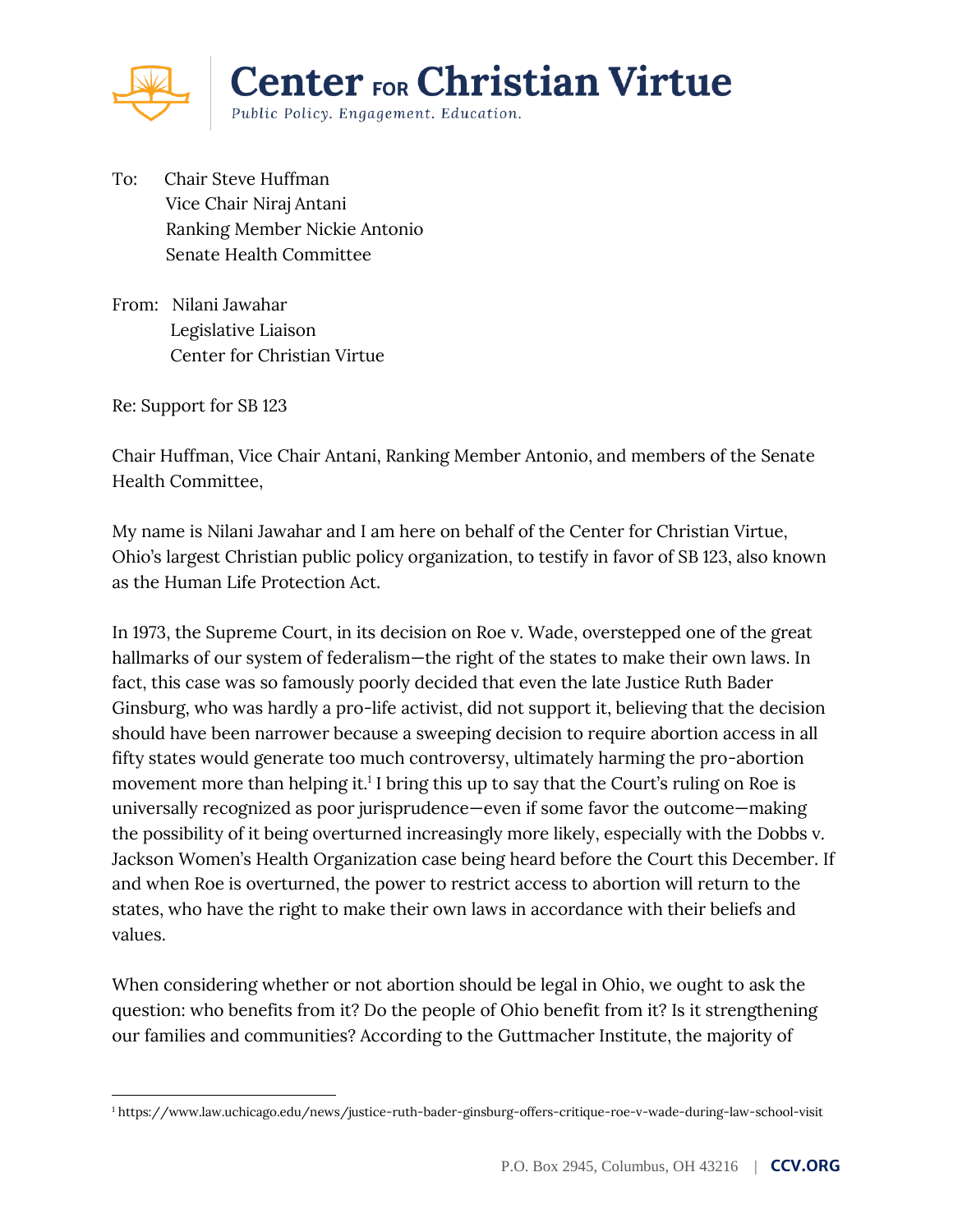# Center FOR Christian Virtue

*Public Policy. Engagement. Education.*

To: Chair Steve Huffman
Vice Chair Niraj Antani
Ranking Member Nickie Antonio
Senate Health Committee

From: Nilani Jawahar
Legislative Liaison
Center for Christian Virtue

Re: Support for SB 123

Chair Huffman, Vice Chair Antani, Ranking Member Antonio, and members of the Senate Health Committee,

My name is Nilani Jawahar and I am here on behalf of the Center for Christian Virtue, Ohio's largest Christian public policy organization, to testify in favor of SB 123, also known as the Human Life Protection Act.

In 1973, the Supreme Court, in its decision on Roe v. Wade, overstepped one of the great hallmarks of our system of federalism—the right of the states to make their own laws. In fact, this case was so famously poorly decided that even the late Justice Ruth Bader Ginsburg, who was hardly a pro-life activist, did not support it, believing that the decision should have been narrower because a sweeping decision to require abortion access in all fifty states would generate too much controversy, ultimately harming the pro-abortion movement more than helping it.[1] I bring this up to say that the Court's ruling on Roe is universally recognized as poor jurisprudence—even if some favor the outcome—making the possibility of it being overturned increasingly more likely, especially with the Dobbs v. Jackson Women's Health Organization case being heard before the Court this December. If and when Roe is overturned, the power to restrict access to abortion will return to the states, who have the right to make their own laws in accordance with their beliefs and values.

When considering whether or not abortion should be legal in Ohio, we ought to ask the question: who benefits from it? Do the people of Ohio benefit from it? Is it strengthening our families and communities? According to the Guttmacher Institute, the majority of

[1] https://www.law.uchicago.edu/news/justice-ruth-bader-ginsburg-offers-critique-roe-v-wade-during-law-school-visit

P.O. Box 2945, Columbus, OH 43216 | CCV.ORG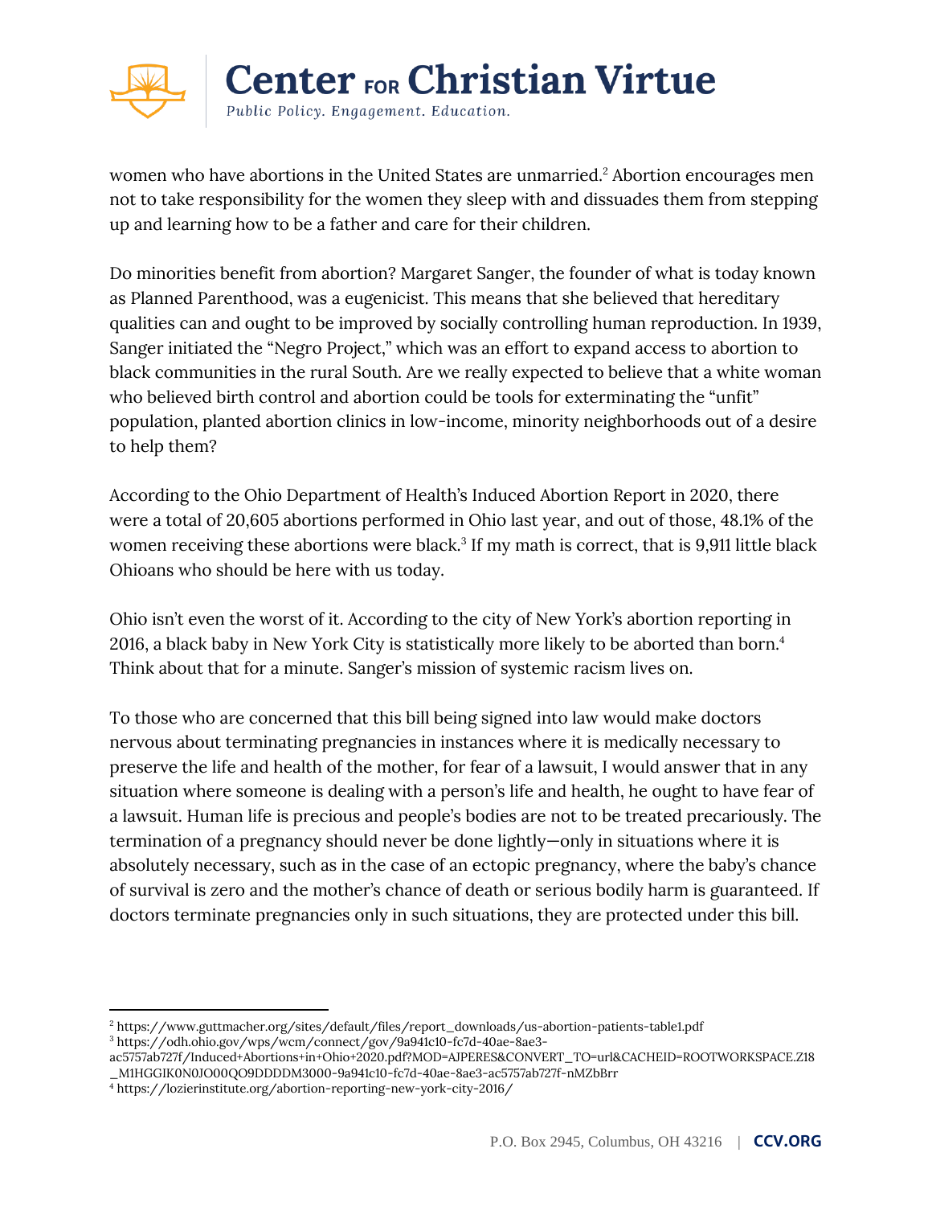women who have abortions in the United States are unmarried.[2] Abortion encourages men not to take responsibility for the women they sleep with and dissuades them from stepping up and learning how to be a father and care for their children.

Do minorities benefit from abortion? Margaret Sanger, the founder of what is today known as Planned Parenthood, was a eugenicist. This means that she believed that hereditary qualities can and ought to be improved by socially controlling human reproduction. In 1939, Sanger initiated the "Negro Project," which was an effort to expand access to abortion to black communities in the rural South. Are we really expected to believe that a white woman who believed birth control and abortion could be tools for exterminating the "unfit" population, planted abortion clinics in low-income, minority neighborhoods out of a desire to help them?

According to the Ohio Department of Health's Induced Abortion Report in 2020, there were a total of 20,605 abortions performed in Ohio last year, and out of those, 48.1% of the women receiving these abortions were black.[3] If my math is correct, that is 9,911 little black Ohioans who should be here with us today.

Ohio isn't even the worst of it. According to the city of New York's abortion reporting in 2016, a black baby in New York City is statistically more likely to be aborted than born.[4] Think about that for a minute. Sanger's mission of systemic racism lives on.

To those who are concerned that this bill being signed into law would make doctors nervous about terminating pregnancies in instances where it is medically necessary to preserve the life and health of the mother, for fear of a lawsuit, I would answer that in any situation where someone is dealing with a person's life and health, he ought to have fear of a lawsuit. Human life is precious and people's bodies are not to be treated precariously. The termination of a pregnancy should never be done lightly—only in situations where it is absolutely necessary, such as in the case of an ectopic pregnancy, where the baby's chance of survival is zero and the mother's chance of death or serious bodily harm is guaranteed. If doctors terminate pregnancies only in such situations, they are protected under this bill.

---

[2] https://www.guttmacher.org/sites/default/files/report_downloads/us-abortion-patients-table1.pdf

[3] https://odh.ohio.gov/wps/wcm/connect/gov/9a941c10-fc7d-40ae-8ae3-ac5757ab727f/Induced+Abortions+in+Ohio+2020.pdf?MOD=AJPERES&CONVERT_TO=url&CACHEID=ROOTWORKSPACE.Z18_M1HGGIK0N0JO00QO9DDDDM3000-9a941c10-fc7d-40ae-8ae3-ac5757ab727f-nMZbBrr

[4] https://lozierinstitute.org/abortion-reporting-new-york-city-2016/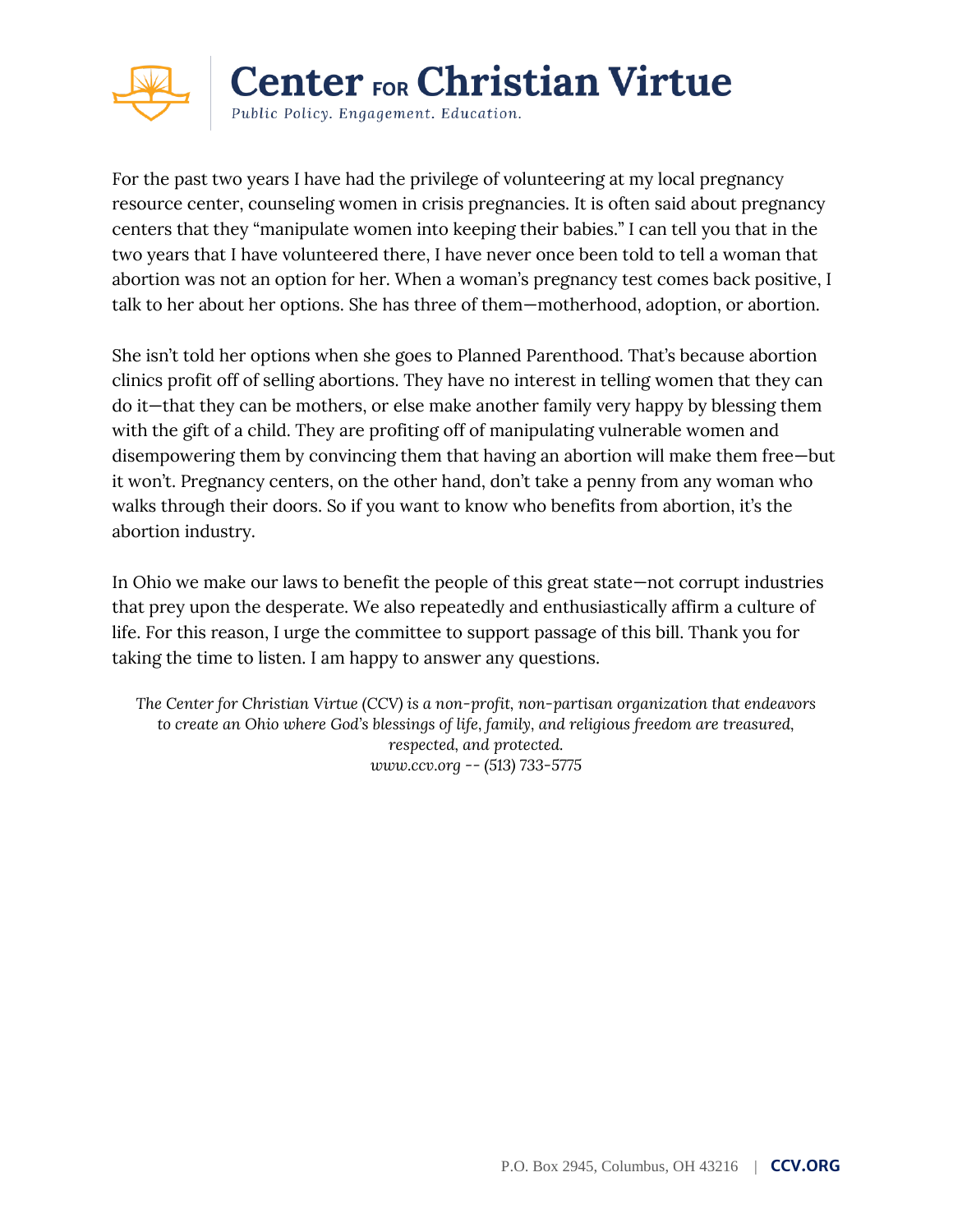For the past two years I have had the privilege of volunteering at my local pregnancy resource center, counseling women in crisis pregnancies. It is often said about pregnancy centers that they "manipulate women into keeping their babies." I can tell you that in the two years that I have volunteered there, I have never once been told to tell a woman that abortion was not an option for her. When a woman's pregnancy test comes back positive, I talk to her about her options. She has three of them—motherhood, adoption, or abortion.

She isn't told her options when she goes to Planned Parenthood. That's because abortion clinics profit off of selling abortions. They have no interest in telling women that they can do it—that they can be mothers, or else make another family very happy by blessing them with the gift of a child. They are profiting off of manipulating vulnerable women and disempowering them by convincing them that having an abortion will make them free—but it won't. Pregnancy centers, on the other hand, don't take a penny from any woman who walks through their doors. So if you want to know who benefits from abortion, it's the abortion industry.

In Ohio we make our laws to benefit the people of this great state—not corrupt industries that prey upon the desperate. We also repeatedly and enthusiastically affirm a culture of life. For this reason, I urge the committee to support passage of this bill. Thank you for taking the time to listen. I am happy to answer any questions.

*The Center for Christian Virtue (CCV) is a non-profit, non-partisan organization that endeavors to create an Ohio where God's blessings of life, family, and religious freedom are treasured, respected, and protected.*
*www.ccv.org* -- (513) 733-5775